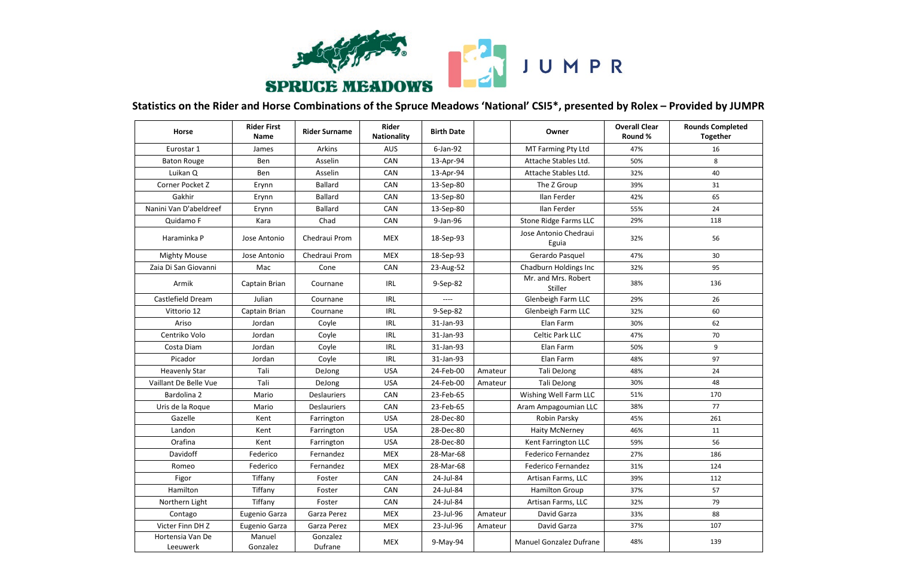**Statistics on the Rider and Horse Combinations of the Spruce Meadows 'National' CSI5*, presented by Rolex – Provided by JUMPR**

| Horse | Rider First Name | Rider Surname | Rider Nationality | Birth Date | | Owner | Overall Clear Round % | Rounds Completed Together |
|---|---|---|---|---|---|---|---|---|
| Eurostar 1 | James | Arkins | AUS | 6-Jan-92 | | MT Farming Pty Ltd | 47% | 16 |
| Baton Rouge | Ben | Asselin | CAN | 13-Apr-94 | | Attache Stables Ltd. | 50% | 8 |
| Luikan Q | Ben | Asselin | CAN | 13-Apr-94 | | Attache Stables Ltd. | 32% | 40 |
| Corner Pocket Z | Erynn | Ballard | CAN | 13-Sep-80 | | The Z Group | 39% | 31 |
| Gakhir | Erynn | Ballard | CAN | 13-Sep-80 | | Ilan Ferder | 42% | 65 |
| Nanini Van D'abeldreef | Erynn | Ballard | CAN | 13-Sep-80 | | Ilan Ferder | 55% | 24 |
| Quidamo F | Kara | Chad | CAN | 9-Jan-96 | | Stone Ridge Farms LLC | 29% | 118 |
| Haraminka P | Jose Antonio | Chedraui Prom | MEX | 18-Sep-93 | | Jose Antonio Chedraui Eguia | 32% | 56 |
| Mighty Mouse | Jose Antonio | Chedraui Prom | MEX | 18-Sep-93 | | Gerardo Pasquel | 47% | 30 |
| Zaia Di San Giovanni | Mac | Cone | CAN | 23-Aug-52 | | Chadburn Holdings Inc | 32% | 95 |
| Armik | Captain Brian | Cournane | IRL | 9-Sep-82 | | Mr. and Mrs. Robert Stiller | 38% | 136 |
| Castlefield Dream | Julian | Cournane | IRL | ---- | | Glenbeigh Farm LLC | 29% | 26 |
| Vittorio 12 | Captain Brian | Cournane | IRL | 9-Sep-82 | | Glenbeigh Farm LLC | 32% | 60 |
| Ariso | Jordan | Coyle | IRL | 31-Jan-93 | | Elan Farm | 30% | 62 |
| Centriko Volo | Jordan | Coyle | IRL | 31-Jan-93 | | Celtic Park LLC | 47% | 70 |
| Costa Diam | Jordan | Coyle | IRL | 31-Jan-93 | | Elan Farm | 50% | 9 |
| Picador | Jordan | Coyle | IRL | 31-Jan-93 | | Elan Farm | 48% | 97 |
| Heavenly Star | Tali | DeJong | USA | 24-Feb-00 | Amateur | Tali DeJong | 48% | 24 |
| Vaillant De Belle Vue | Tali | DeJong | USA | 24-Feb-00 | Amateur | Tali DeJong | 30% | 48 |
| Bardolina 2 | Mario | Deslauriers | CAN | 23-Feb-65 | | Wishing Well Farm LLC | 51% | 170 |
| Uris de la Roque | Mario | Deslauriers | CAN | 23-Feb-65 | | Aram Ampagoumian LLC | 38% | 77 |
| Gazelle | Kent | Farrington | USA | 28-Dec-80 | | Robin Parsky | 45% | 261 |
| Landon | Kent | Farrington | USA | 28-Dec-80 | | Haity McNerney | 46% | 11 |
| Orafina | Kent | Farrington | USA | 28-Dec-80 | | Kent Farrington LLC | 59% | 56 |
| Davidoff | Federico | Fernandez | MEX | 28-Mar-68 | | Federico Fernandez | 27% | 186 |
| Romeo | Federico | Fernandez | MEX | 28-Mar-68 | | Federico Fernandez | 31% | 124 |
| Figor | Tiffany | Foster | CAN | 24-Jul-84 | | Artisan Farms, LLC | 39% | 112 |
| Hamilton | Tiffany | Foster | CAN | 24-Jul-84 | | Hamilton Group | 37% | 57 |
| Northern Light | Tiffany | Foster | CAN | 24-Jul-84 | | Artisan Farms, LLC | 32% | 79 |
| Contago | Eugenio Garza | Garza Perez | MEX | 23-Jul-96 | Amateur | David Garza | 33% | 88 |
| Victer Finn DH Z | Eugenio Garza | Garza Perez | MEX | 23-Jul-96 | Amateur | David Garza | 37% | 107 |
| Hortensia Van De Leeuwerk | Manuel Gonzalez | Gonzalez Dufrane | MEX | 9-May-94 | | Manuel Gonzalez Dufrane | 48% | 139 |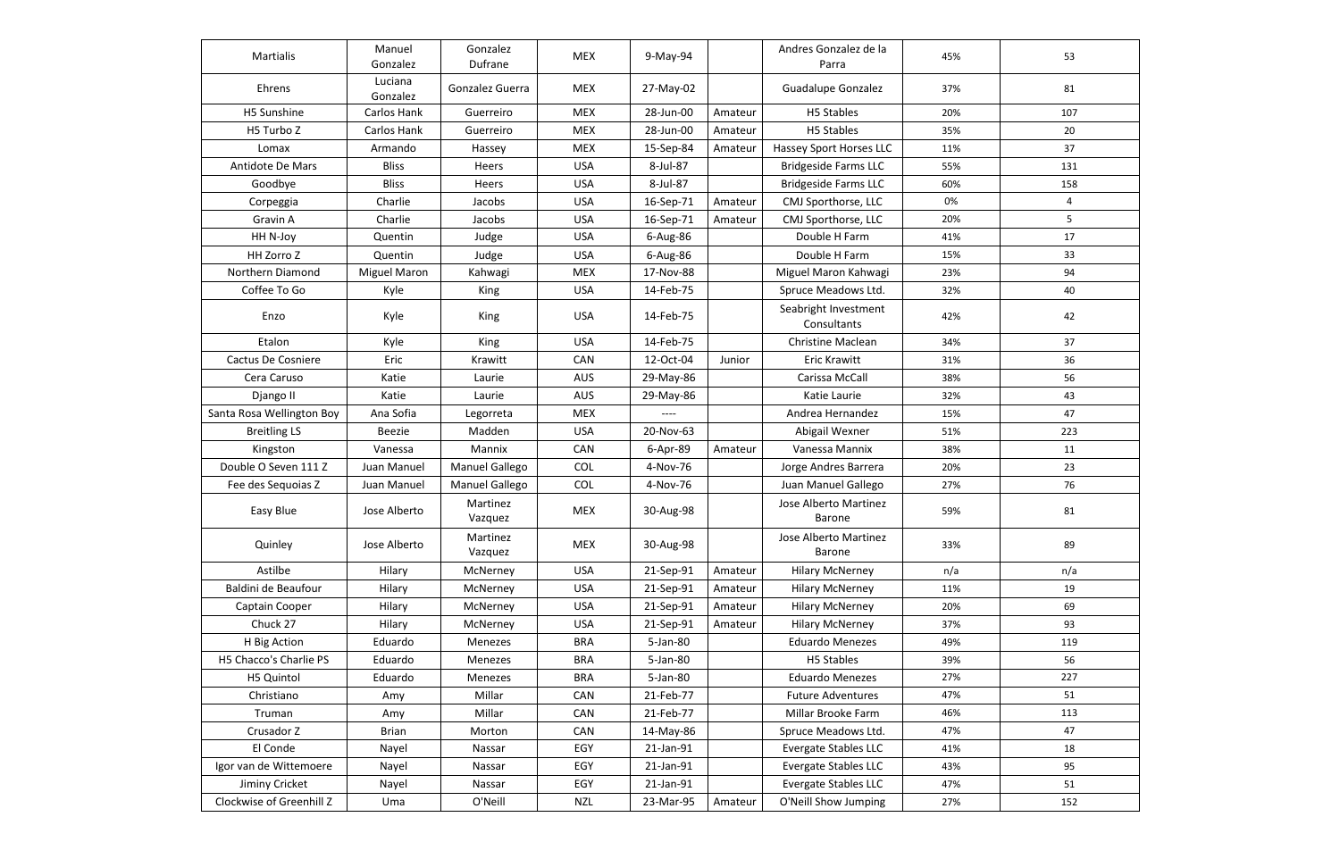| | | | | | | | | |
|---|---|---|---|---|---|---|---|---|
| Martialis | Manuel Gonzalez | Gonzalez Dufrane | MEX | 9-May-94 | | Andres Gonzalez de la Parra | 45% | 53 |
| Ehrens | Luciana Gonzalez | Gonzalez Guerra | MEX | 27-May-02 | | Guadalupe Gonzalez | 37% | 81 |
| H5 Sunshine | Carlos Hank | Guerreiro | MEX | 28-Jun-00 | Amateur | H5 Stables | 20% | 107 |
| H5 Turbo Z | Carlos Hank | Guerreiro | MEX | 28-Jun-00 | Amateur | H5 Stables | 35% | 20 |
| Lomax | Armando | Hassey | MEX | 15-Sep-84 | Amateur | Hassey Sport Horses LLC | 11% | 37 |
| Antidote De Mars | Bliss | Heers | USA | 8-Jul-87 | | Bridgeside Farms LLC | 55% | 131 |
| Goodbye | Bliss | Heers | USA | 8-Jul-87 | | Bridgeside Farms LLC | 60% | 158 |
| Corpeggia | Charlie | Jacobs | USA | 16-Sep-71 | Amateur | CMJ Sporthorse, LLC | 0% | 4 |
| Gravin A | Charlie | Jacobs | USA | 16-Sep-71 | Amateur | CMJ Sporthorse, LLC | 20% | 5 |
| HH N-Joy | Quentin | Judge | USA | 6-Aug-86 | | Double H Farm | 41% | 17 |
| HH Zorro Z | Quentin | Judge | USA | 6-Aug-86 | | Double H Farm | 15% | 33 |
| Northern Diamond | Miguel Maron | Kahwagi | MEX | 17-Nov-88 | | Miguel Maron Kahwagi | 23% | 94 |
| Coffee To Go | Kyle | King | USA | 14-Feb-75 | | Spruce Meadows Ltd. | 32% | 40 |
| Enzo | Kyle | King | USA | 14-Feb-75 | | Seabright Investment Consultants | 42% | 42 |
| Etalon | Kyle | King | USA | 14-Feb-75 | | Christine Maclean | 34% | 37 |
| Cactus De Cosniere | Eric | Krawitt | CAN | 12-Oct-04 | Junior | Eric Krawitt | 31% | 36 |
| Cera Caruso | Katie | Laurie | AUS | 29-May-86 | | Carissa McCall | 38% | 56 |
| Django II | Katie | Laurie | AUS | 29-May-86 | | Katie Laurie | 32% | 43 |
| Santa Rosa Wellington Boy | Ana Sofia | Legorreta | MEX | ---- | | Andrea Hernandez | 15% | 47 |
| Breitling LS | Beezie | Madden | USA | 20-Nov-63 | | Abigail Wexner | 51% | 223 |
| Kingston | Vanessa | Mannix | CAN | 6-Apr-89 | Amateur | Vanessa Mannix | 38% | 11 |
| Double O Seven 111 Z | Juan Manuel | Manuel Gallego | COL | 4-Nov-76 | | Jorge Andres Barrera | 20% | 23 |
| Fee des Sequoias Z | Juan Manuel | Manuel Gallego | COL | 4-Nov-76 | | Juan Manuel Gallego | 27% | 76 |
| Easy Blue | Jose Alberto | Martinez Vazquez | MEX | 30-Aug-98 | | Jose Alberto Martinez Barone | 59% | 81 |
| Quinley | Jose Alberto | Martinez Vazquez | MEX | 30-Aug-98 | | Jose Alberto Martinez Barone | 33% | 89 |
| Astilbe | Hilary | McNerney | USA | 21-Sep-91 | Amateur | Hilary McNerney | n/a | n/a |
| Baldini de Beaufour | Hilary | McNerney | USA | 21-Sep-91 | Amateur | Hilary McNerney | 11% | 19 |
| Captain Cooper | Hilary | McNerney | USA | 21-Sep-91 | Amateur | Hilary McNerney | 20% | 69 |
| Chuck 27 | Hilary | McNerney | USA | 21-Sep-91 | Amateur | Hilary McNerney | 37% | 93 |
| H Big Action | Eduardo | Menezes | BRA | 5-Jan-80 | | Eduardo Menezes | 49% | 119 |
| H5 Chacco's Charlie PS | Eduardo | Menezes | BRA | 5-Jan-80 | | H5 Stables | 39% | 56 |
| H5 Quintol | Eduardo | Menezes | BRA | 5-Jan-80 | | Eduardo Menezes | 27% | 227 |
| Christiano | Amy | Millar | CAN | 21-Feb-77 | | Future Adventures | 47% | 51 |
| Truman | Amy | Millar | CAN | 21-Feb-77 | | Millar Brooke Farm | 46% | 113 |
| Crusador Z | Brian | Morton | CAN | 14-May-86 | | Spruce Meadows Ltd. | 47% | 47 |
| El Conde | Nayel | Nassar | EGY | 21-Jan-91 | | Evergate Stables LLC | 41% | 18 |
| Igor van de Wittemoere | Nayel | Nassar | EGY | 21-Jan-91 | | Evergate Stables LLC | 43% | 95 |
| Jiminy Cricket | Nayel | Nassar | EGY | 21-Jan-91 | | Evergate Stables LLC | 47% | 51 |
| Clockwise of Greenhill Z | Uma | O'Neill | NZL | 23-Mar-95 | Amateur | O'Neill Show Jumping | 27% | 152 |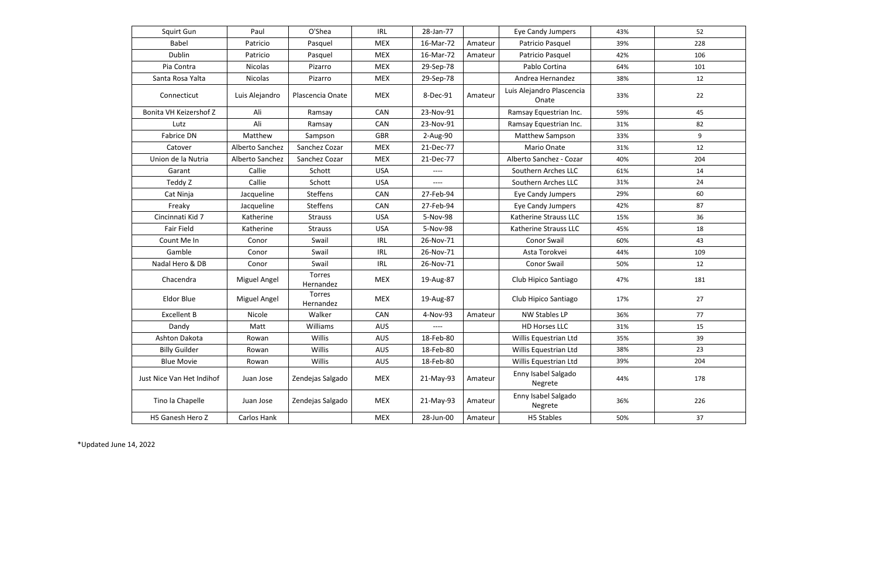| | | | | | | | | |
|---|---|---|---|---|---|---|---|---|
| Squirt Gun | Paul | O'Shea | IRL | 28-Jan-77 | | Eye Candy Jumpers | 43% | 52 |
| Babel | Patricio | Pasquel | MEX | 16-Mar-72 | Amateur | Patricio Pasquel | 39% | 228 |
| Dublin | Patricio | Pasquel | MEX | 16-Mar-72 | Amateur | Patricio Pasquel | 42% | 106 |
| Pia Contra | Nicolas | Pizarro | MEX | 29-Sep-78 | | Pablo Cortina | 64% | 101 |
| Santa Rosa Yalta | Nicolas | Pizarro | MEX | 29-Sep-78 | | Andrea Hernandez | 38% | 12 |
| Connecticut | Luis Alejandro | Plascencia Onate | MEX | 8-Dec-91 | Amateur | Luis Alejandro Plascencia Onate | 33% | 22 |
| Bonita VH Keizershof Z | Ali | Ramsay | CAN | 23-Nov-91 | | Ramsay Equestrian Inc. | 59% | 45 |
| Lutz | Ali | Ramsay | CAN | 23-Nov-91 | | Ramsay Equestrian Inc. | 31% | 82 |
| Fabrice DN | Matthew | Sampson | GBR | 2-Aug-90 | | Matthew Sampson | 33% | 9 |
| Catover | Alberto Sanchez | Sanchez Cozar | MEX | 21-Dec-77 | | Mario Onate | 31% | 12 |
| Union de la Nutria | Alberto Sanchez | Sanchez Cozar | MEX | 21-Dec-77 | | Alberto Sanchez - Cozar | 40% | 204 |
| Garant | Callie | Schott | USA | ---- | | Southern Arches LLC | 61% | 14 |
| Teddy Z | Callie | Schott | USA | ---- | | Southern Arches LLC | 31% | 24 |
| Cat Ninja | Jacqueline | Steffens | CAN | 27-Feb-94 | | Eye Candy Jumpers | 29% | 60 |
| Freaky | Jacqueline | Steffens | CAN | 27-Feb-94 | | Eye Candy Jumpers | 42% | 87 |
| Cincinnati Kid 7 | Katherine | Strauss | USA | 5-Nov-98 | | Katherine Strauss LLC | 15% | 36 |
| Fair Field | Katherine | Strauss | USA | 5-Nov-98 | | Katherine Strauss LLC | 45% | 18 |
| Count Me In | Conor | Swail | IRL | 26-Nov-71 | | Conor Swail | 60% | 43 |
| Gamble | Conor | Swail | IRL | 26-Nov-71 | | Asta Torokvei | 44% | 109 |
| Nadal Hero & DB | Conor | Swail | IRL | 26-Nov-71 | | Conor Swail | 50% | 12 |
| Chacendra | Miguel Angel | Torres Hernandez | MEX | 19-Aug-87 | | Club Hipico Santiago | 47% | 181 |
| Eldor Blue | Miguel Angel | Torres Hernandez | MEX | 19-Aug-87 | | Club Hipico Santiago | 17% | 27 |
| Excellent B | Nicole | Walker | CAN | 4-Nov-93 | Amateur | NW Stables LP | 36% | 77 |
| Dandy | Matt | Williams | AUS | ---- | | HD Horses LLC | 31% | 15 |
| Ashton Dakota | Rowan | Willis | AUS | 18-Feb-80 | | Willis Equestrian Ltd | 35% | 39 |
| Billy Guilder | Rowan | Willis | AUS | 18-Feb-80 | | Willis Equestrian Ltd | 38% | 23 |
| Blue Movie | Rowan | Willis | AUS | 18-Feb-80 | | Willis Equestrian Ltd | 39% | 204 |
| Just Nice Van Het Indihof | Juan Jose | Zendejas Salgado | MEX | 21-May-93 | Amateur | Enny Isabel Salgado Negrete | 44% | 178 |
| Tino la Chapelle | Juan Jose | Zendejas Salgado | MEX | 21-May-93 | Amateur | Enny Isabel Salgado Negrete | 36% | 226 |
| H5 Ganesh Hero Z | Carlos Hank | | MEX | 28-Jun-00 | Amateur | H5 Stables | 50% | 37 |

*Updated June 14, 2022